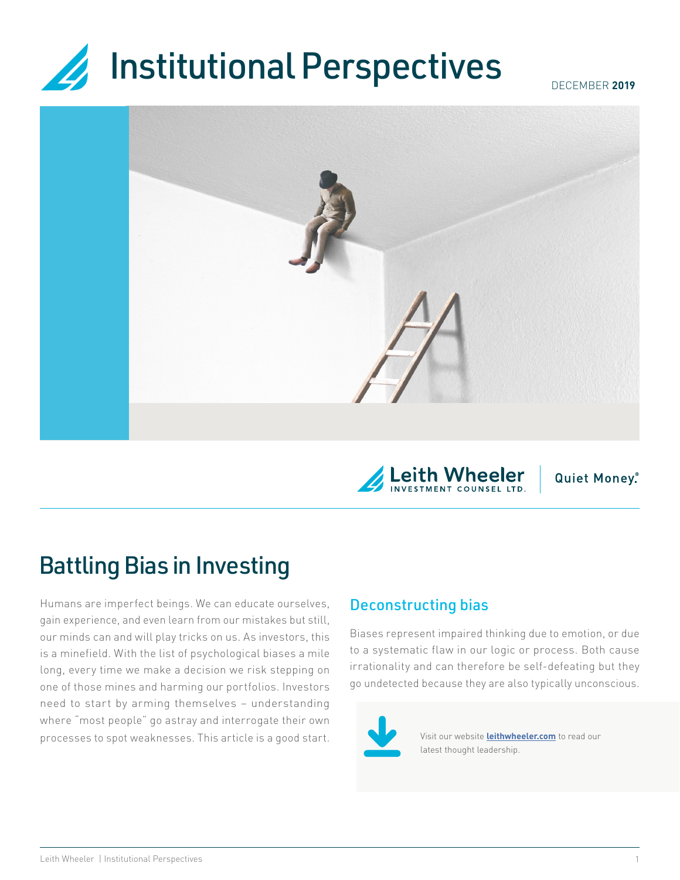# Institutional Perspectives

DECEMBER **2019**

Leith Wheeler INVESTMENT COUNSEL LTD. | Quiet Money.®

## Battling Bias in Investing

Humans are imperfect beings. We can educate ourselves, gain experience, and even learn from our mistakes but still, our minds can and will play tricks on us. As investors, this is a minefield. With the list of psychological biases a mile long, every time we make a decision we risk stepping on one of those mines and harming our portfolios. Investors need to start by arming themselves – understanding where "most people" go astray and interrogate their own processes to spot weaknesses. This article is a good start.

### Deconstructing bias

Biases represent impaired thinking due to emotion, or due to a systematic flaw in our logic or process. Both cause irrationality and can therefore be self-defeating but they go undetected because they are also typically unconscious.

Visit our website **leithwheeler.com** to read our latest thought leadership.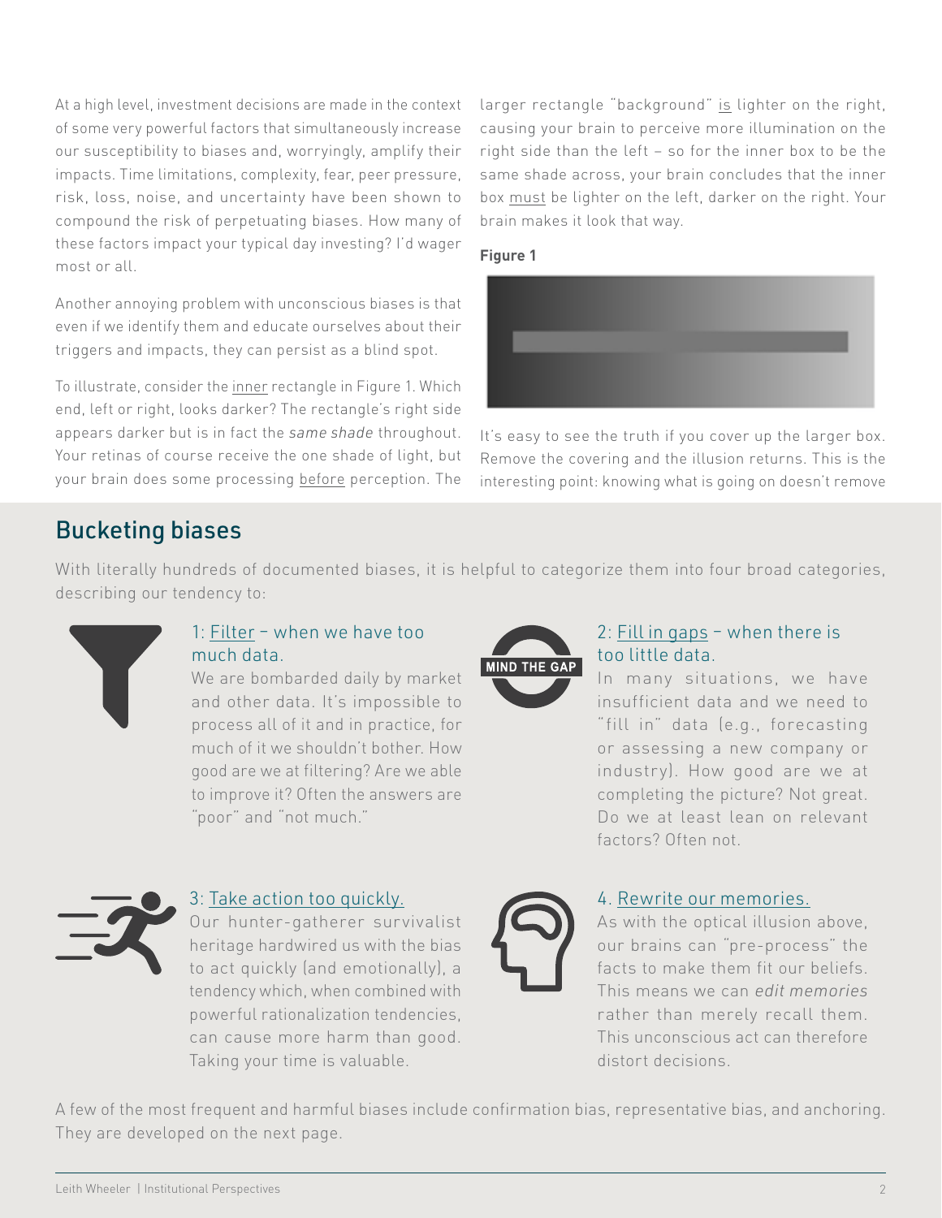At a high level, investment decisions are made in the context of some very powerful factors that simultaneously increase our susceptibility to biases and, worryingly, amplify their impacts. Time limitations, complexity, fear, peer pressure, risk, loss, noise, and uncertainty have been shown to compound the risk of perpetuating biases. How many of these factors impact your typical day investing? I'd wager most or all.

Another annoying problem with unconscious biases is that even if we identify them and educate ourselves about their triggers and impacts, they can persist as a blind spot.

To illustrate, consider the inner rectangle in Figure 1. Which end, left or right, looks darker? The rectangle's right side appears darker but is in fact the *same shade* throughout. Your retinas of course receive the one shade of light, but your brain does some processing before perception. The larger rectangle "background" is lighter on the right, causing your brain to perceive more illumination on the right side than the left – so for the inner box to be the same shade across, your brain concludes that the inner box must be lighter on the left, darker on the right. Your brain makes it look that way.

**Figure 1**

It's easy to see the truth if you cover up the larger box. Remove the covering and the illusion returns. This is the interesting point: knowing what is going on doesn't remove

## Bucketing biases

With literally hundreds of documented biases, it is helpful to categorize them into four broad categories, describing our tendency to:

### 1: Filter – when we have too much data.

We are bombarded daily by market and other data. It's impossible to process all of it and in practice, for much of it we shouldn't bother. How good are we at filtering? Are we able to improve it? Often the answers are "poor" and "not much."

### 2: Fill in gaps – when there is too little data.

In many situations, we have insufficient data and we need to "fill in" data (e.g., forecasting or assessing a new company or industry). How good are we at completing the picture? Not great. Do we at least lean on relevant factors? Often not.

### 3: Take action too quickly.

Our hunter-gatherer survivalist heritage hardwired us with the bias to act quickly (and emotionally), a tendency which, when combined with powerful rationalization tendencies, can cause more harm than good. Taking your time is valuable.

### 4. Rewrite our memories.

As with the optical illusion above, our brains can "pre-process" the facts to make them fit our beliefs. This means we can *edit memories* rather than merely recall them. This unconscious act can therefore distort decisions.

A few of the most frequent and harmful biases include confirmation bias, representative bias, and anchoring. They are developed on the next page.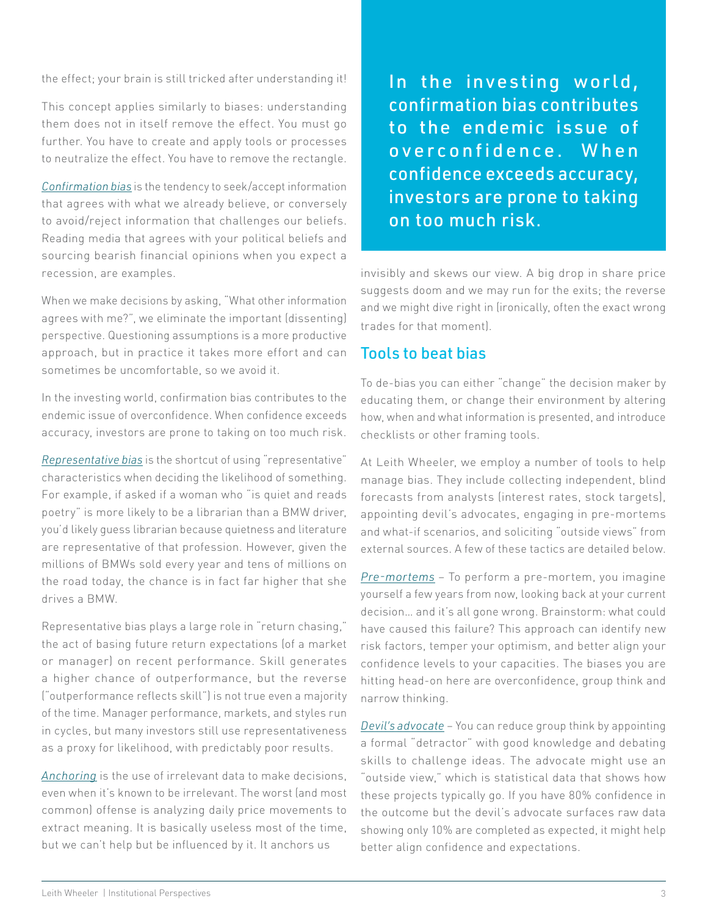the effect; your brain is still tricked after understanding it!

This concept applies similarly to biases: understanding them does not in itself remove the effect. You must go further. You have to create and apply tools or processes to neutralize the effect. You have to remove the rectangle.

*Confirmation bias* is the tendency to seek/accept information that agrees with what we already believe, or conversely to avoid/reject information that challenges our beliefs. Reading media that agrees with your political beliefs and sourcing bearish financial opinions when you expect a recession, are examples.

When we make decisions by asking, "What other information agrees with me?", we eliminate the important (dissenting) perspective. Questioning assumptions is a more productive approach, but in practice it takes more effort and can sometimes be uncomfortable, so we avoid it.

In the investing world, confirmation bias contributes to the endemic issue of overconfidence. When confidence exceeds accuracy, investors are prone to taking on too much risk.

*Representative bias* is the shortcut of using "representative" characteristics when deciding the likelihood of something. For example, if asked if a woman who "is quiet and reads poetry" is more likely to be a librarian than a BMW driver, you'd likely guess librarian because quietness and literature are representative of that profession. However, given the millions of BMWs sold every year and tens of millions on the road today, the chance is in fact far higher that she drives a BMW.

Representative bias plays a large role in "return chasing," the act of basing future return expectations (of a market or manager) on recent performance. Skill generates a higher chance of outperformance, but the reverse ("outperformance reflects skill") is not true even a majority of the time. Manager performance, markets, and styles run in cycles, but many investors still use representativeness as a proxy for likelihood, with predictably poor results.

*Anchoring* is the use of irrelevant data to make decisions, even when it's known to be irrelevant. The worst (and most common) offense is analyzing daily price movements to extract meaning. It is basically useless most of the time, but we can't help but be influenced by it. It anchors us invisibly and skews our view. A big drop in share price suggests doom and we may run for the exits; the reverse and we might dive right in (ironically, often the exact wrong trades for that moment).

> In the investing world, confirmation bias contributes to the endemic issue of overconfidence. When confidence exceeds accuracy, investors are prone to taking on too much risk.

## Tools to beat bias

To de-bias you can either "change" the decision maker by educating them, or change their environment by altering how, when and what information is presented, and introduce checklists or other framing tools.

At Leith Wheeler, we employ a number of tools to help manage bias. They include collecting independent, blind forecasts from analysts (interest rates, stock targets), appointing devil's advocates, engaging in pre-mortems and what-if scenarios, and soliciting "outside views" from external sources. A few of these tactics are detailed below.

*Pre-mortems* – To perform a pre-mortem, you imagine yourself a few years from now, looking back at your current decision… and it's all gone wrong. Brainstorm: what could have caused this failure? This approach can identify new risk factors, temper your optimism, and better align your confidence levels to your capacities. The biases you are hitting head-on here are overconfidence, group think and narrow thinking.

*Devil's advocate* – You can reduce group think by appointing a formal "detractor" with good knowledge and debating skills to challenge ideas. The advocate might use an "outside view," which is statistical data that shows how these projects typically go. If you have 80% confidence in the outcome but the devil's advocate surfaces raw data showing only 10% are completed as expected, it might help better align confidence and expectations.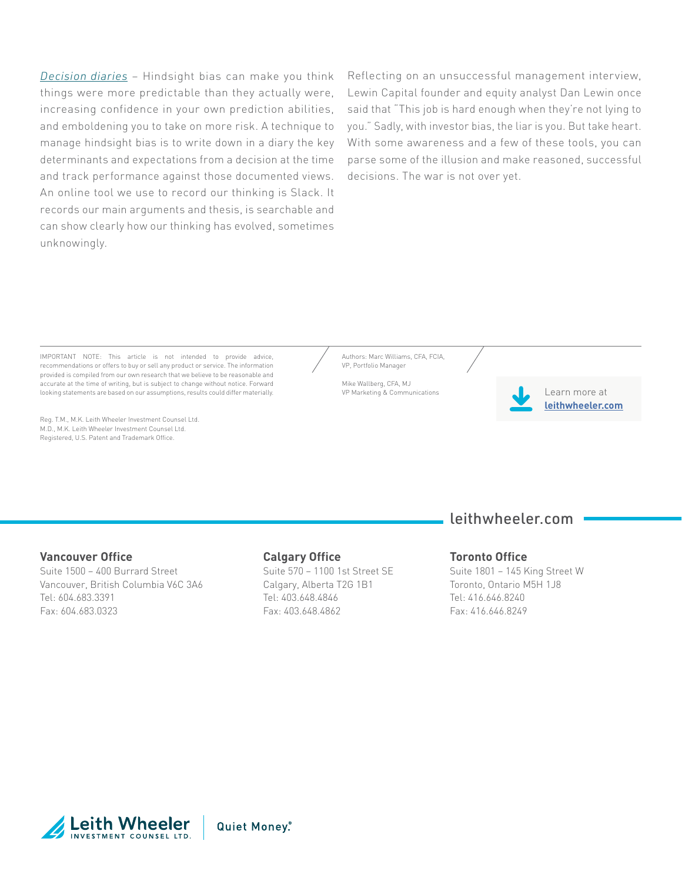*Decision diaries* – Hindsight bias can make you think things were more predictable than they actually were, increasing confidence in your own prediction abilities, and emboldening you to take on more risk. A technique to manage hindsight bias is to write down in a diary the key determinants and expectations from a decision at the time and track performance against those documented views. An online tool we use to record our thinking is Slack. It records our main arguments and thesis, is searchable and can show clearly how our thinking has evolved, sometimes unknowingly.

Reflecting on an unsuccessful management interview, Lewin Capital founder and equity analyst Dan Lewin once said that "This job is hard enough when they're not lying to you." Sadly, with investor bias, the liar is you. But take heart. With some awareness and a few of these tools, you can parse some of the illusion and make reasoned, successful decisions. The war is not over yet.

IMPORTANT NOTE: This article is not intended to provide advice, recommendations or offers to buy or sell any product or service. The information provided is compiled from our own research that we believe to be reasonable and accurate at the time of writing, but is subject to change without notice. Forward looking statements are based on our assumptions, results could differ materially.

Reg. T.M., M.K. Leith Wheeler Investment Counsel Ltd.
M.D., M.K. Leith Wheeler Investment Counsel Ltd.
Registered, U.S. Patent and Trademark Office.

Authors: Marc Williams, CFA, FCIA,
VP, Portfolio Manager

Mike Wallberg, CFA, MJ
VP Marketing & Communications

Learn more at **leithwheeler.com**

leithwheeler.com

**Vancouver Office**
Suite 1500 – 400 Burrard Street
Vancouver, British Columbia V6C 3A6
Tel: 604.683.3391
Fax: 604.683.0323

**Calgary Office**
Suite 570 – 1100 1st Street SE
Calgary, Alberta T2G 1B1
Tel: 403.648.4846
Fax: 403.648.4862

**Toronto Office**
Suite 1801 – 145 King Street W
Toronto, Ontario M5H 1J8
Tel: 416.646.8240
Fax: 416.646.8249

Leith Wheeler INVESTMENT COUNSEL LTD. | Quiet Money.®